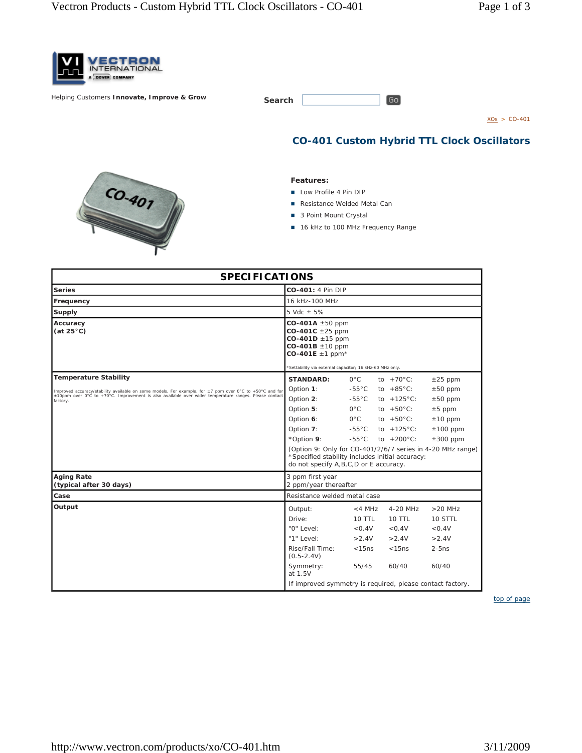VECTRON INTERNATIONAL A DOVER COMPANY

Helping Customers **Innovate, Improve & Grow**

Search [ ] Go

XOs > CO-401

# CO-401 Custom Hybrid TTL Clock Oscillators

**Features:**

- Low Profile 4 Pin DIP
- Resistance Welded Metal Can
- 3 Point Mount Crystal
- 16 kHz to 100 MHz Frequency Range

## SPECIFICATIONS

| | |
|---|---|
| **Series** | **CO-401:** 4 Pin DIP |
| **Frequency** | 16 kHz-100 MHz |
| **Supply** | 5 Vdc ± 5% |
| **Accuracy (at 25°C)** | **CO-401A** ±50 ppm<br>**CO-401C** ±25 ppm<br>**CO-401D** ±15 ppm<br>**CO-401B** ±10 ppm<br>**CO-401E** ±1 ppm*<br>*Settability via external capacitor; 16 kHz-60 MHz only. |
| **Temperature Stability**<br>Improved accuracy/stability available on some models. For example, for ±7 ppm over 0°C to +50°C and for ±10ppm over 0°C to +70°C. Improvement is also available over wider temperature ranges. Please contact factory. | **STANDARD:** 0°C to +70°C: ±25 ppm<br>Option **1**: -55°C to +85°C: ±50 ppm<br>Option **2**: -55°C to +125°C: ±50 ppm<br>Option **5**: 0°C to +50°C: ±5 ppm<br>Option **6**: 0°C to +50°C: ±10 ppm<br>Option **7**: -55°C to +125°C: ±100 ppm<br>*Option **9**: -55°C to +200°C: ±300 ppm<br>(Option 9: Only for CO-401/2/6/7 series in 4-20 MHz range)<br>*Specified stability includes initial accuracy:<br>do not specify A,B,C,D or E accuracy. |
| **Aging Rate (typical after 30 days)** | 3 ppm first year<br>2 ppm/year thereafter |
| **Case** | Resistance welded metal case |
| **Output** | See below |

**Output**

| Output: | <4 MHz | 4-20 MHz | >20 MHz |
|---|---|---|---|
| Drive: | 10 TTL | 10 TTL | 10 STTL |
| "0" Level: | <0.4V | <0.4V | <0.4V |
| "1" Level: | >2.4V | >2.4V | >2.4V |
| Rise/Fall Time: (0.5-2.4V) | <15ns | <15ns | 2-5ns |
| Symmetry: at 1.5V | 55/45 | 60/40 | 60/40 |

If improved symmetry is required, please contact factory.

top of page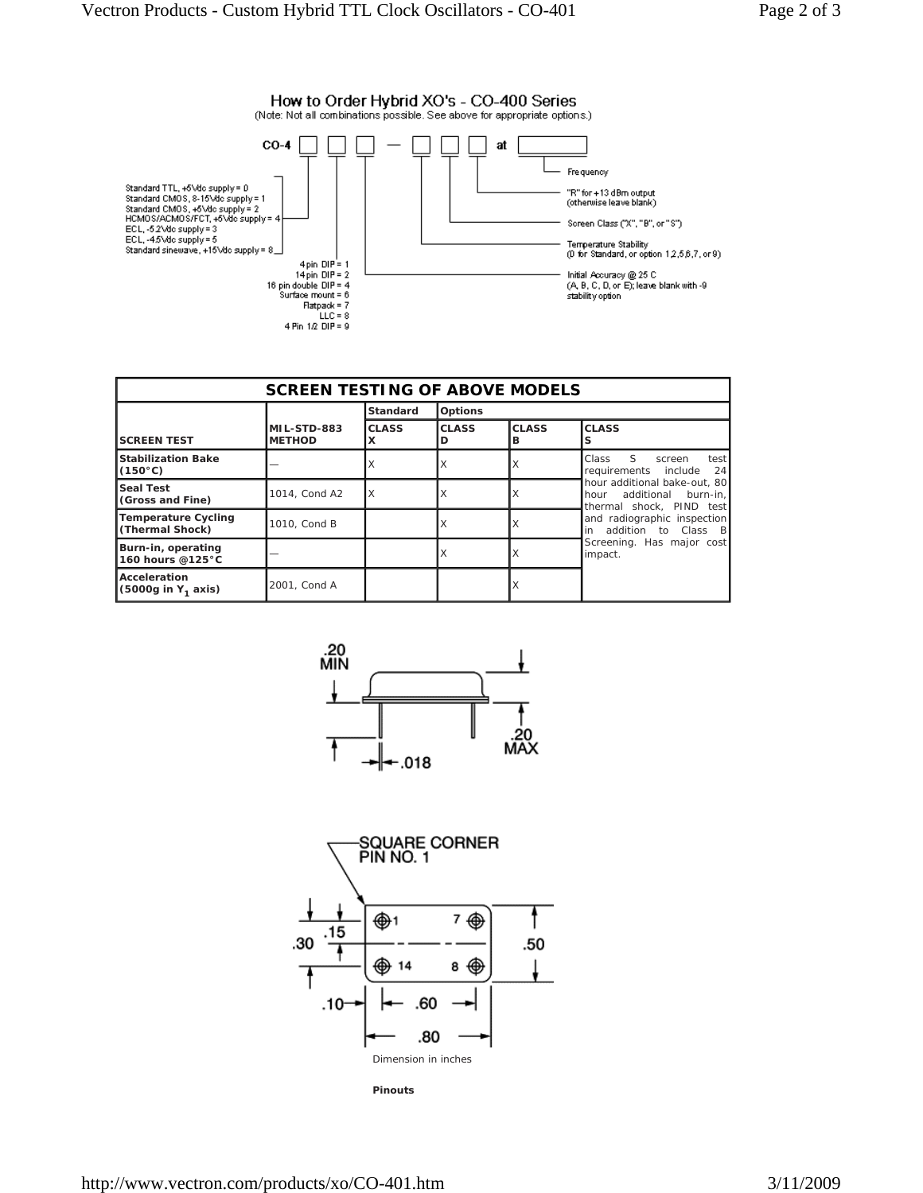## How to Order Hybrid XO's - CO-400 Series

(Note: Not all combinations possible. See above for appropriate options.)

CO-4 ☐ ☐ ☐ — ☐ ☐ ☐ at ☐

- Standard TTL, +5Vdc supply = 0
- Standard CMOS, 8-15Vdc supply = 1
- Standard CMOS, +5Vdc supply = 2
- HCMOS/ACMOS/FCT, +5Vdc supply = 4
- ECL, -5.2Vdc supply = 3
- ECL, -4.5Vdc supply = 5
- Standard sinewave, +15Vdc supply = 8

- 4 pin DIP = 1
- 14 pin DIP = 2
- 16 pin double DIP = 4
- Surface mount = 6
- Flatpack = 7
- LLC = 8
- 4 Pin 1/2 DIP = 9

- Initial Accuracy @ 25 C (A, B, C, D, or E); leave blank with -9 stability option
- Temperature Stability (0 for Standard, or option 1,2,5,6,7, or 9)
- Screen Class ("X", "B", or "S")
- "R" for +13 dBm output (otherwise leave blank)
- Frequency

| SCREEN TESTING OF ABOVE MODELS | | | | | |
|---|---|---|---|---|---|
| | | Standard | Options | | |
| SCREEN TEST | MIL-STD-883 METHOD | CLASS X | CLASS D | CLASS B | CLASS S |
| Stabilization Bake (150°C) | — | X | X | X | Class S screen test requirements include 24 hour additional bake-out, 80 hour additional burn-in, thermal shock, PIND test and radiographic inspection in addition to Class B Screening. Has major cost impact. |
| Seal Test (Gross and Fine) | 1014, Cond A2 | X | X | X | |
| Temperature Cycling (Thermal Shock) | 1010, Cond B | | X | X | |
| Burn-in, operating 160 hours @125°C | — | | X | X | |
| Acceleration (5000g in $Y_1$ axis) | 2001, Cond A | | | X | |

.20 MIN

.20 MAX

.018

SQUARE CORNER PIN NO. 1

1, 7, 14, 8

.30, .15, .50, .10, .60, .80

Dimension in inches

**Pinouts**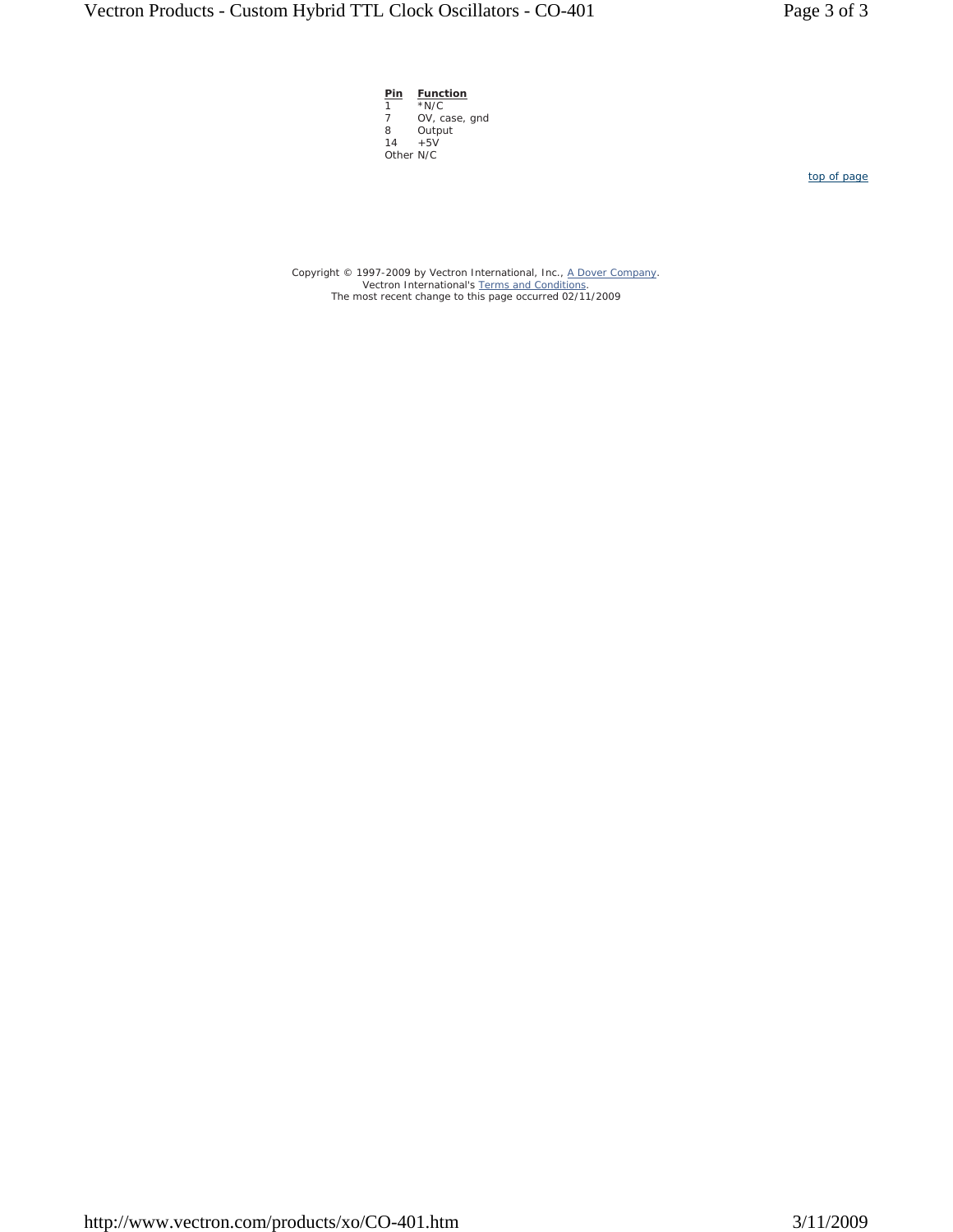| Pin | Function |
|---|---|
| 1 | *N/C |
| 7 | OV, case, gnd |
| 8 | Output |
| 14 | +5V |
| Other | N/C |

top of page

Copyright © 1997-2009 by Vectron International, Inc., A Dover Company.
Vectron International's Terms and Conditions.
The most recent change to this page occurred 02/11/2009